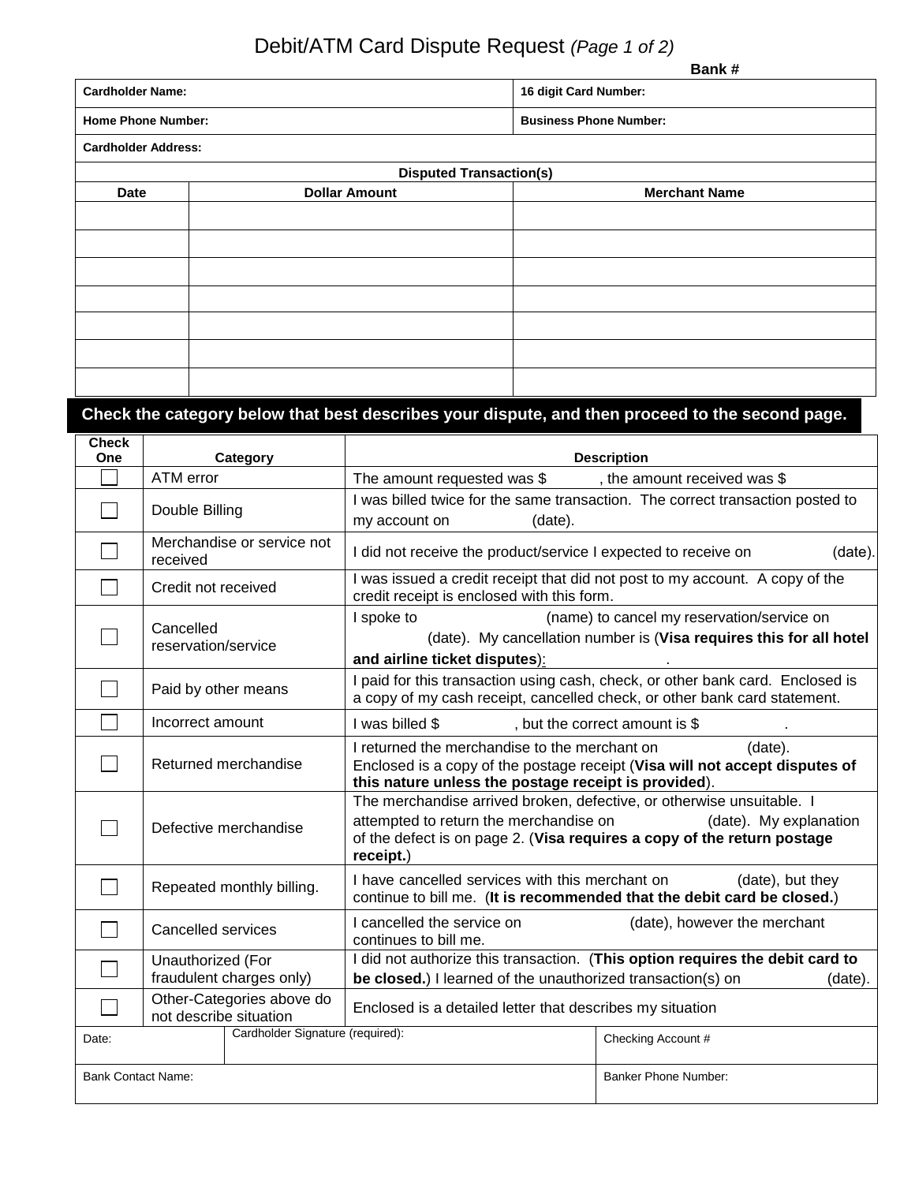# Debit/ATM Card Dispute Request *(Page 1 of 2)*

**Bank #**

| **Cardholder Name:** | **16 digit Card Number:** |
|---|---|
| **Home Phone Number:** | **Business Phone Number:** |
| **Cardholder Address:** | |

**Disputed Transaction(s)**

| Date | Dollar Amount | Merchant Name |
|---|---|---|
| | | |
| | | |
| | | |
| | | |
| | | |
| | | |
| | | |

**Check the category below that best describes your dispute, and then proceed to the second page.**

| Check One | Category | Description |
|---|---|---|
| ☐ | ATM error | The amount requested was $ , the amount received was $ |
| ☐ | Double Billing | I was billed twice for the same transaction. The correct transaction posted to my account on (date). |
| ☐ | Merchandise or service not received | I did not receive the product/service I expected to receive on (date). |
| ☐ | Credit not received | I was issued a credit receipt that did not post to my account. A copy of the credit receipt is enclosed with this form. |
| ☐ | Cancelled reservation/service | I spoke to (name) to cancel my reservation/service on (date). My cancellation number is (**Visa requires this for all hotel and airline ticket disputes**): . |
| ☐ | Paid by other means | I paid for this transaction using cash, check, or other bank card. Enclosed is a copy of my cash receipt, cancelled check, or other bank card statement. |
| ☐ | Incorrect amount | I was billed $ , but the correct amount is $ . |
| ☐ | Returned merchandise | I returned the merchandise to the merchant on (date). Enclosed is a copy of the postage receipt (**Visa will not accept disputes of this nature unless the postage receipt is provided**). |
| ☐ | Defective merchandise | The merchandise arrived broken, defective, or otherwise unsuitable. I attempted to return the merchandise on (date). My explanation of the defect is on page 2. (**Visa requires a copy of the return postage receipt.**) |
| ☐ | Repeated monthly billing. | I have cancelled services with this merchant on (date), but they continue to bill me. (**It is recommended that the debit card be closed.**) |
| ☐ | Cancelled services | I cancelled the service on (date), however the merchant continues to bill me. |
| ☐ | Unauthorized (For fraudulent charges only) | I did not authorize this transaction. (**This option requires the debit card to be closed.**) I learned of the unauthorized transaction(s) on (date). |
| ☐ | Other-Categories above do not describe situation | Enclosed is a detailed letter that describes my situation |

| Date: | Cardholder Signature (required): | Checking Account # |
|---|---|---|
| Bank Contact Name: | | Banker Phone Number: |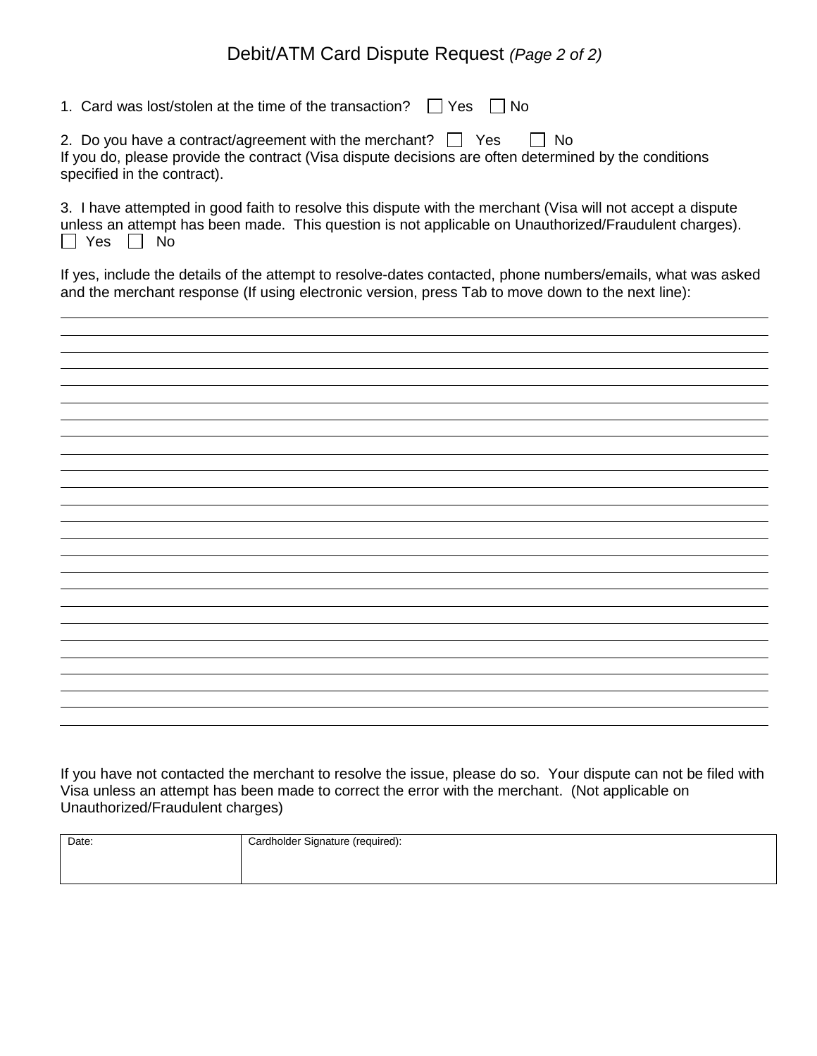# Debit/ATM Card Dispute Request *(Page 2 of 2)*

1. Card was lost/stolen at the time of the transaction? ☐ Yes ☐ No

2. Do you have a contract/agreement with the merchant? ☐ Yes ☐ No
If you do, please provide the contract (Visa dispute decisions are often determined by the conditions specified in the contract).

3. I have attempted in good faith to resolve this dispute with the merchant (Visa will not accept a dispute unless an attempt has been made. This question is not applicable on Unauthorized/Fraudulent charges).
☐ Yes ☐ No

If yes, include the details of the attempt to resolve-dates contacted, phone numbers/emails, what was asked and the merchant response (If using electronic version, press Tab to move down to the next line):

If you have not contacted the merchant to resolve the issue, please do so. Your dispute can not be filed with Visa unless an attempt has been made to correct the error with the merchant. (Not applicable on Unauthorized/Fraudulent charges)

| Date: | Cardholder Signature (required): |
|---|---|
| | |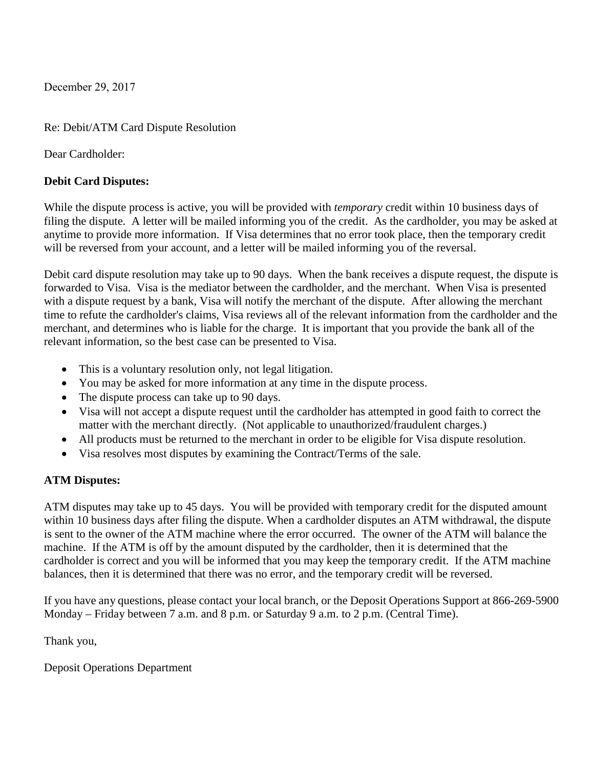December 29, 2017

Re: Debit/ATM Card Dispute Resolution

Dear Cardholder:

**Debit Card Disputes:**

While the dispute process is active, you will be provided with *temporary* credit within 10 business days of filing the dispute. A letter will be mailed informing you of the credit. As the cardholder, you may be asked at anytime to provide more information. If Visa determines that no error took place, then the temporary credit will be reversed from your account, and a letter will be mailed informing you of the reversal.

Debit card dispute resolution may take up to 90 days. When the bank receives a dispute request, the dispute is forwarded to Visa. Visa is the mediator between the cardholder, and the merchant. When Visa is presented with a dispute request by a bank, Visa will notify the merchant of the dispute. After allowing the merchant time to refute the cardholder's claims, Visa reviews all of the relevant information from the cardholder and the merchant, and determines who is liable for the charge. It is important that you provide the bank all of the relevant information, so the best case can be presented to Visa.

- This is a voluntary resolution only, not legal litigation.
- You may be asked for more information at any time in the dispute process.
- The dispute process can take up to 90 days.
- Visa will not accept a dispute request until the cardholder has attempted in good faith to correct the matter with the merchant directly. (Not applicable to unauthorized/fraudulent charges.)
- All products must be returned to the merchant in order to be eligible for Visa dispute resolution.
- Visa resolves most disputes by examining the Contract/Terms of the sale.

**ATM Disputes:**

ATM disputes may take up to 45 days. You will be provided with temporary credit for the disputed amount within 10 business days after filing the dispute. When a cardholder disputes an ATM withdrawal, the dispute is sent to the owner of the ATM machine where the error occurred. The owner of the ATM will balance the machine. If the ATM is off by the amount disputed by the cardholder, then it is determined that the cardholder is correct and you will be informed that you may keep the temporary credit. If the ATM machine balances, then it is determined that there was no error, and the temporary credit will be reversed.

If you have any questions, please contact your local branch, or the Deposit Operations Support at 866-269-5900 Monday – Friday between 7 a.m. and 8 p.m. or Saturday 9 a.m. to 2 p.m. (Central Time).

Thank you,

Deposit Operations Department